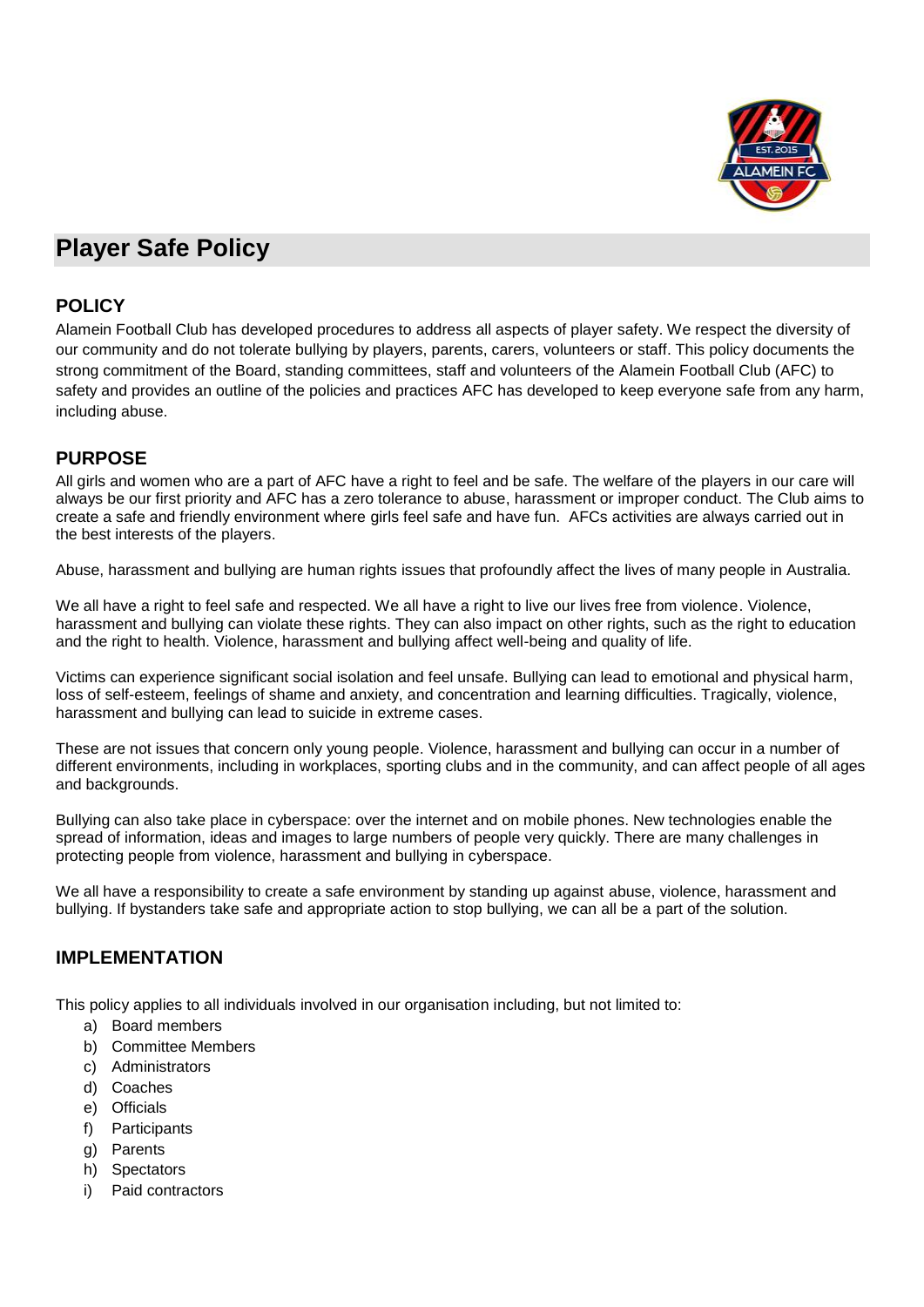# Player Safe Policy

## POLICY

Alamein Football Club has developed procedures to address all aspects of player safety. We respect the diversity of our community and do not tolerate bullying by players, parents, carers, volunteers or staff. This policy documents the strong commitment of the Board, standing committees, staff and volunteers of the Alamein Football Club (AFC) to safety and provides an outline of the policies and practices AFC has developed to keep everyone safe from any harm, including abuse.

## PURPOSE

All girls and women who are a part of AFC have a right to feel and be safe. The welfare of the players in our care will always be our first priority and AFC has a zero tolerance to abuse, harassment or improper conduct. The Club aims to create a safe and friendly environment where girls feel safe and have fun. AFCs activities are always carried out in the best interests of the players.

Abuse, harassment and bullying are human rights issues that profoundly affect the lives of many people in Australia.

We all have a right to feel safe and respected. We all have a right to live our lives free from violence. Violence, harassment and bullying can violate these rights. They can also impact on other rights, such as the right to education and the right to health. Violence, harassment and bullying affect well-being and quality of life.

Victims can experience significant social isolation and feel unsafe. Bullying can lead to emotional and physical harm, loss of self-esteem, feelings of shame and anxiety, and concentration and learning difficulties. Tragically, violence, harassment and bullying can lead to suicide in extreme cases.

These are not issues that concern only young people. Violence, harassment and bullying can occur in a number of different environments, including in workplaces, sporting clubs and in the community, and can affect people of all ages and backgrounds.

Bullying can also take place in cyberspace: over the internet and on mobile phones. New technologies enable the spread of information, ideas and images to large numbers of people very quickly. There are many challenges in protecting people from violence, harassment and bullying in cyberspace.

We all have a responsibility to create a safe environment by standing up against abuse, violence, harassment and bullying. If bystanders take safe and appropriate action to stop bullying, we can all be a part of the solution.

## IMPLEMENTATION

This policy applies to all individuals involved in our organisation including, but not limited to:

a) Board members
b) Committee Members
c) Administrators
d) Coaches
e) Officials
f) Participants
g) Parents
h) Spectators
i) Paid contractors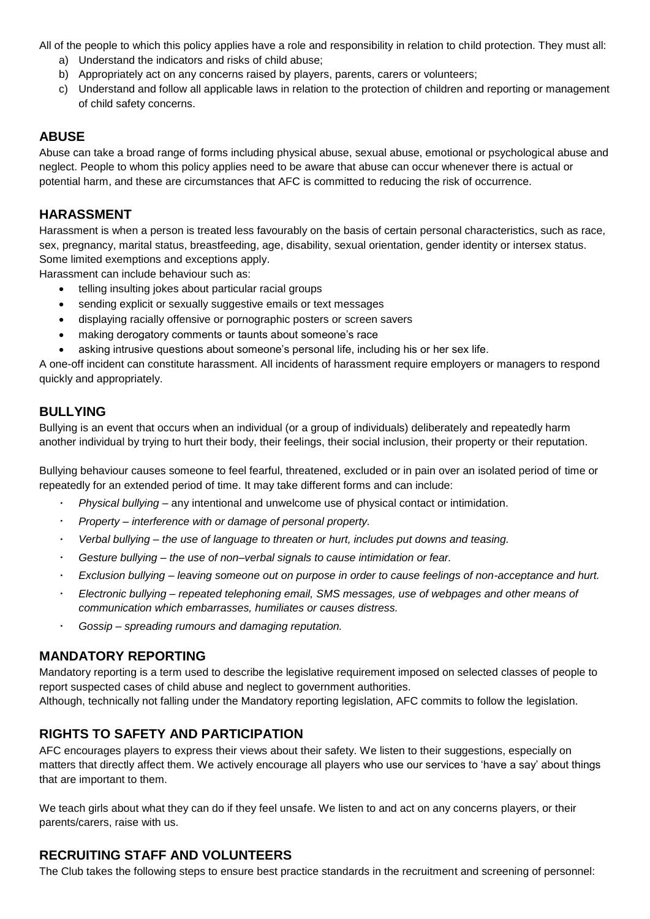All of the people to which this policy applies have a role and responsibility in relation to child protection. They must all:

a) Understand the indicators and risks of child abuse;
b) Appropriately act on any concerns raised by players, parents, carers or volunteers;
c) Understand and follow all applicable laws in relation to the protection of children and reporting or management of child safety concerns.

## ABUSE

Abuse can take a broad range of forms including physical abuse, sexual abuse, emotional or psychological abuse and neglect. People to whom this policy applies need to be aware that abuse can occur whenever there is actual or potential harm, and these are circumstances that AFC is committed to reducing the risk of occurrence.

## HARASSMENT

Harassment is when a person is treated less favourably on the basis of certain personal characteristics, such as race, sex, pregnancy, marital status, breastfeeding, age, disability, sexual orientation, gender identity or intersex status. Some limited exemptions and exceptions apply.

Harassment can include behaviour such as:

- telling insulting jokes about particular racial groups
- sending explicit or sexually suggestive emails or text messages
- displaying racially offensive or pornographic posters or screen savers
- making derogatory comments or taunts about someone's race
- asking intrusive questions about someone's personal life, including his or her sex life.

A one-off incident can constitute harassment. All incidents of harassment require employers or managers to respond quickly and appropriately.

## BULLYING

Bullying is an event that occurs when an individual (or a group of individuals) deliberately and repeatedly harm another individual by trying to hurt their body, their feelings, their social inclusion, their property or their reputation.

Bullying behaviour causes someone to feel fearful, threatened, excluded or in pain over an isolated period of time or repeatedly for an extended period of time. It may take different forms and can include:

- *Physical bullying* – any intentional and unwelcome use of physical contact or intimidation.
- *Property – interference with or damage of personal property.*
- *Verbal bullying – the use of language to threaten or hurt, includes put downs and teasing.*
- *Gesture bullying – the use of non–verbal signals to cause intimidation or fear.*
- *Exclusion bullying – leaving someone out on purpose in order to cause feelings of non-acceptance and hurt.*
- *Electronic bullying – repeated telephoning email, SMS messages, use of webpages and other means of communication which embarrasses, humiliates or causes distress.*
- *Gossip – spreading rumours and damaging reputation.*

## MANDATORY REPORTING

Mandatory reporting is a term used to describe the legislative requirement imposed on selected classes of people to report suspected cases of child abuse and neglect to government authorities.

Although, technically not falling under the Mandatory reporting legislation, AFC commits to follow the legislation.

## RIGHTS TO SAFETY AND PARTICIPATION

AFC encourages players to express their views about their safety. We listen to their suggestions, especially on matters that directly affect them. We actively encourage all players who use our services to 'have a say' about things that are important to them.

We teach girls about what they can do if they feel unsafe. We listen to and act on any concerns players, or their parents/carers, raise with us.

## RECRUITING STAFF AND VOLUNTEERS

The Club takes the following steps to ensure best practice standards in the recruitment and screening of personnel: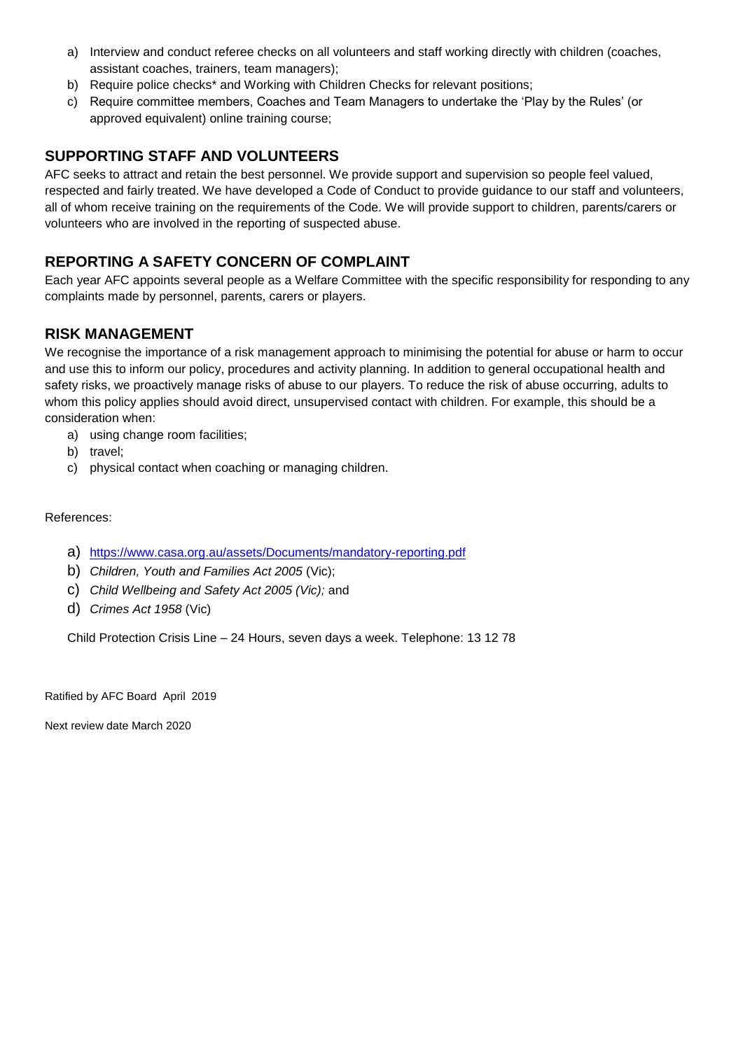a) Interview and conduct referee checks on all volunteers and staff working directly with children (coaches, assistant coaches, trainers, team managers);
b) Require police checks* and Working with Children Checks for relevant positions;
c) Require committee members, Coaches and Team Managers to undertake the 'Play by the Rules' (or approved equivalent) online training course;

## SUPPORTING STAFF AND VOLUNTEERS

AFC seeks to attract and retain the best personnel. We provide support and supervision so people feel valued, respected and fairly treated. We have developed a Code of Conduct to provide guidance to our staff and volunteers, all of whom receive training on the requirements of the Code. We will provide support to children, parents/carers or volunteers who are involved in the reporting of suspected abuse.

## REPORTING A SAFETY CONCERN OF COMPLAINT

Each year AFC appoints several people as a Welfare Committee with the specific responsibility for responding to any complaints made by personnel, parents, carers or players.

## RISK MANAGEMENT

We recognise the importance of a risk management approach to minimising the potential for abuse or harm to occur and use this to inform our policy, procedures and activity planning. In addition to general occupational health and safety risks, we proactively manage risks of abuse to our players. To reduce the risk of abuse occurring, adults to whom this policy applies should avoid direct, unsupervised contact with children. For example, this should be a consideration when:

a) using change room facilities;
b) travel;
c) physical contact when coaching or managing children.

References:

a) https://www.casa.org.au/assets/Documents/mandatory-reporting.pdf
b) *Children, Youth and Families Act 2005* (Vic);
c) *Child Wellbeing and Safety Act 2005 (Vic);* and
d) *Crimes Act 1958* (Vic)

Child Protection Crisis Line – 24 Hours, seven days a week. Telephone: 13 12 78

Ratified by AFC Board April 2019

Next review date March 2020